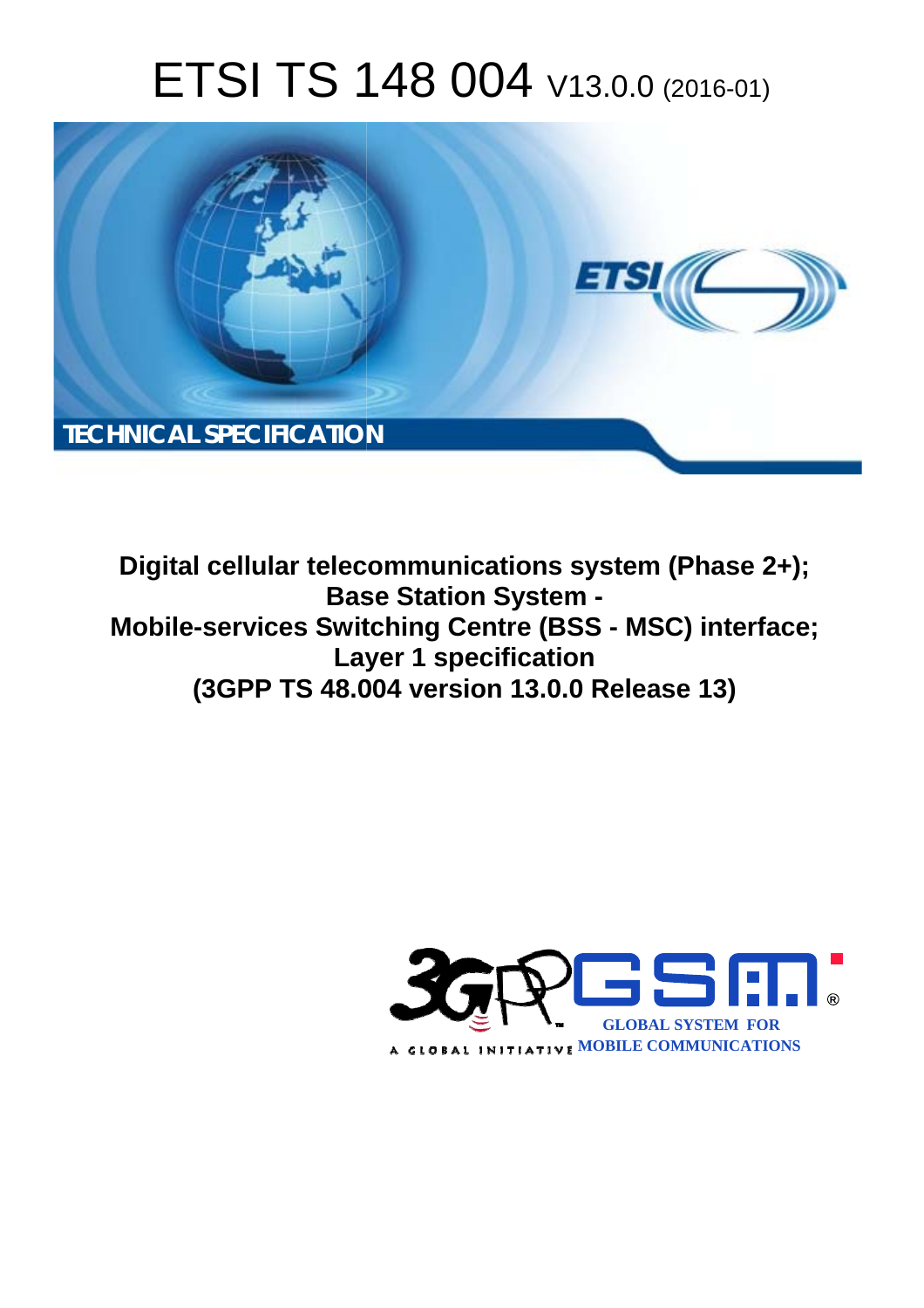# ETSI TS 148 004 V13.0.0 (2016-01)

TECHNICAL SPECIFICATION

**Digital cellular telecommunications system (Phase 2+);**
**Base Station System -**
**Mobile-services Switching Centre (BSS - MSC) interface;**
**Layer 1 specification**
**(3GPP TS 48.004 version 13.0.0 Release 13)**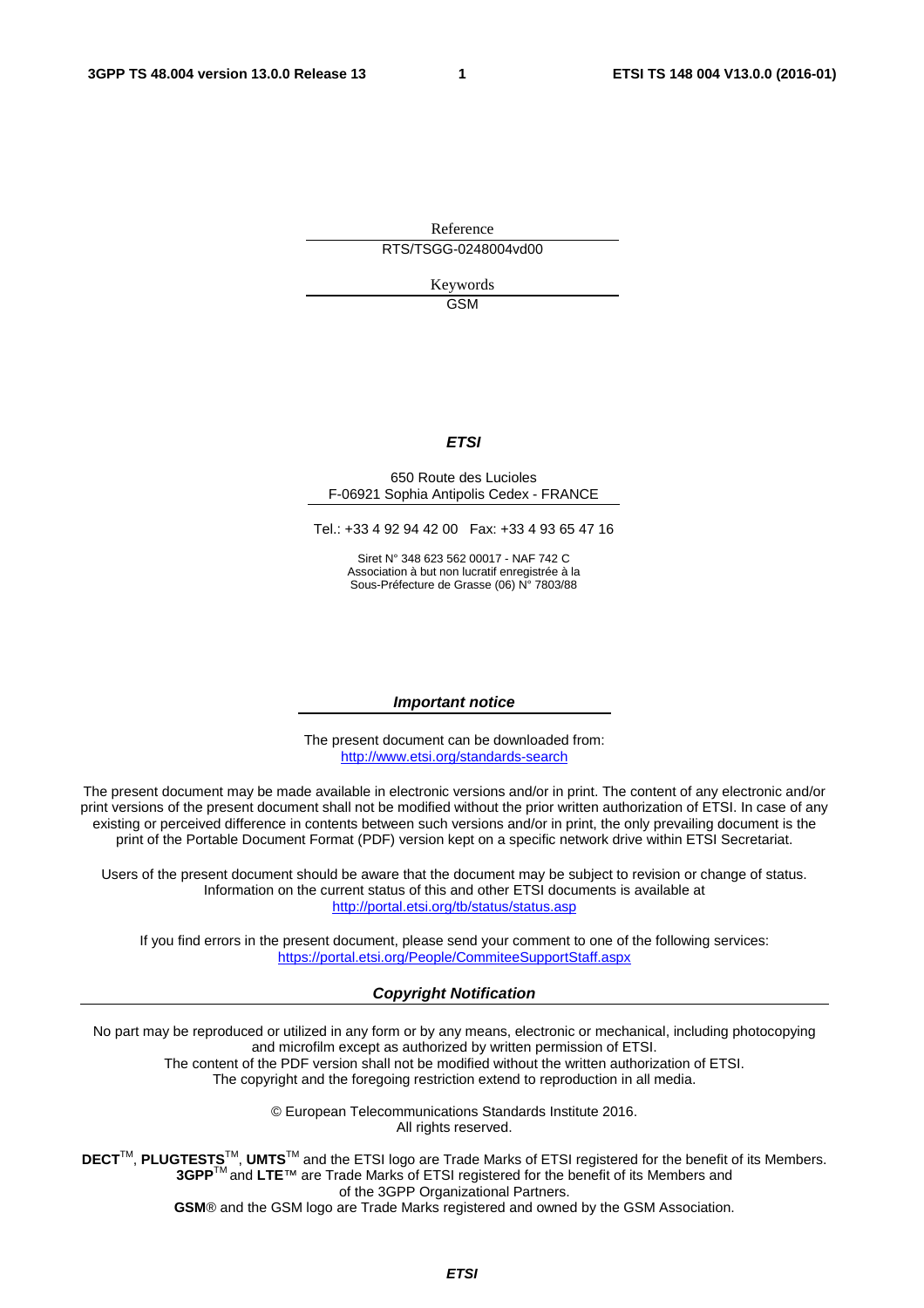Reference

RTS/TSGG-0248004vd00

Keywords

GSM

***ETSI***

650 Route des Lucioles
F-06921 Sophia Antipolis Cedex - FRANCE

Tel.: +33 4 92 94 42 00   Fax: +33 4 93 65 47 16

Siret N° 348 623 562 00017 - NAF 742 C
Association à but non lucratif enregistrée à la
Sous-Préfecture de Grasse (06) N° 7803/88

***Important notice***

The present document can be downloaded from:
http://www.etsi.org/standards-search

The present document may be made available in electronic versions and/or in print. The content of any electronic and/or print versions of the present document shall not be modified without the prior written authorization of ETSI. In case of any existing or perceived difference in contents between such versions and/or in print, the only prevailing document is the print of the Portable Document Format (PDF) version kept on a specific network drive within ETSI Secretariat.

Users of the present document should be aware that the document may be subject to revision or change of status. Information on the current status of this and other ETSI documents is available at
http://portal.etsi.org/tb/status/status.asp

If you find errors in the present document, please send your comment to one of the following services:
https://portal.etsi.org/People/CommiteeSupportStaff.aspx

***Copyright Notification***

No part may be reproduced or utilized in any form or by any means, electronic or mechanical, including photocopying and microfilm except as authorized by written permission of ETSI.
The content of the PDF version shall not be modified without the written authorization of ETSI.
The copyright and the foregoing restriction extend to reproduction in all media.

© European Telecommunications Standards Institute 2016.
All rights reserved.

**DECT**™, **PLUGTESTS**™, **UMTS**™ and the ETSI logo are Trade Marks of ETSI registered for the benefit of its Members.
**3GPP**™ and **LTE**™ are Trade Marks of ETSI registered for the benefit of its Members and of the 3GPP Organizational Partners.
**GSM**® and the GSM logo are Trade Marks registered and owned by the GSM Association.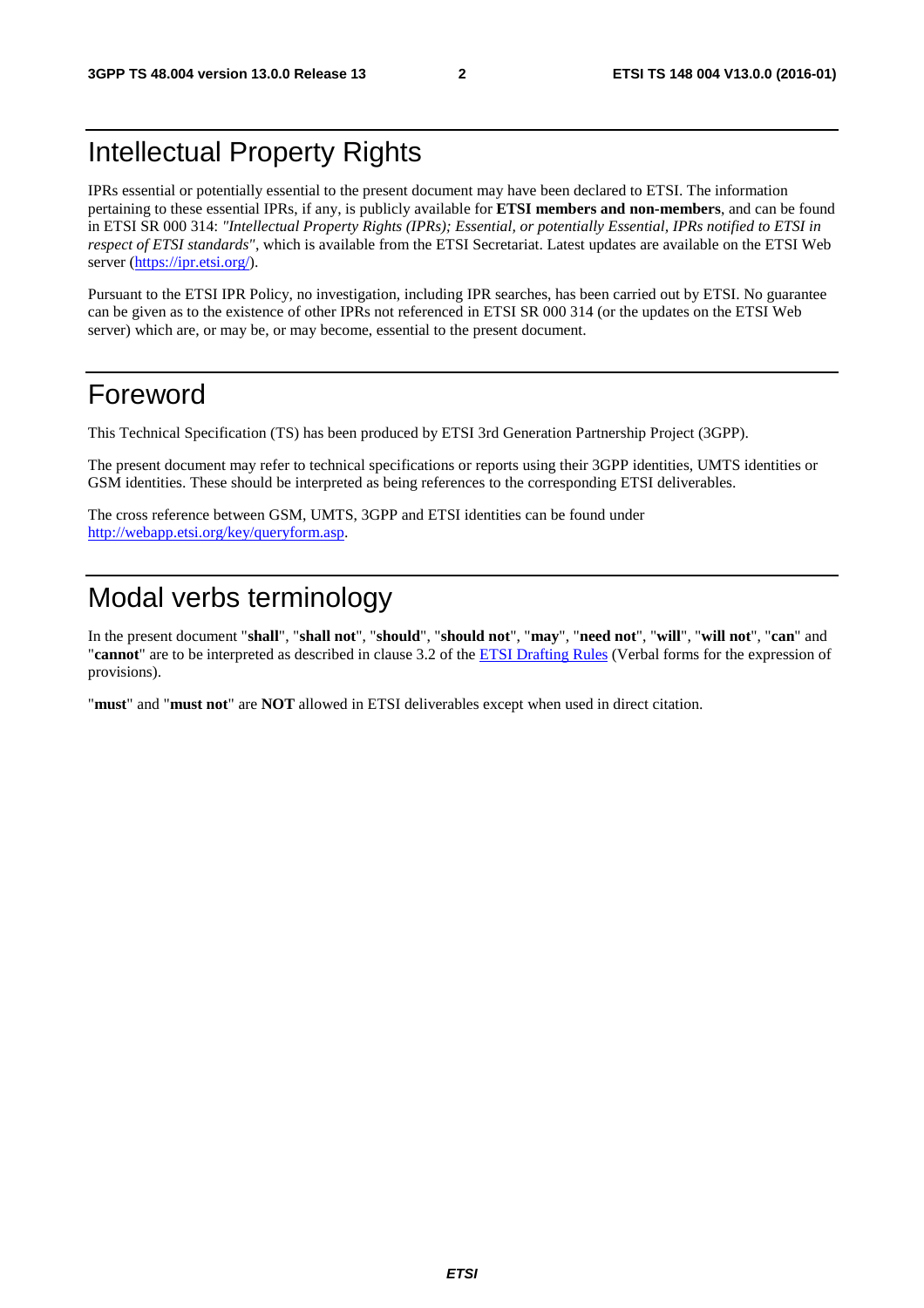# Intellectual Property Rights

IPRs essential or potentially essential to the present document may have been declared to ETSI. The information pertaining to these essential IPRs, if any, is publicly available for **ETSI members and non-members**, and can be found in ETSI SR 000 314: *"Intellectual Property Rights (IPRs); Essential, or potentially Essential, IPRs notified to ETSI in respect of ETSI standards"*, which is available from the ETSI Secretariat. Latest updates are available on the ETSI Web server (https://ipr.etsi.org/).

Pursuant to the ETSI IPR Policy, no investigation, including IPR searches, has been carried out by ETSI. No guarantee can be given as to the existence of other IPRs not referenced in ETSI SR 000 314 (or the updates on the ETSI Web server) which are, or may be, or may become, essential to the present document.

# Foreword

This Technical Specification (TS) has been produced by ETSI 3rd Generation Partnership Project (3GPP).

The present document may refer to technical specifications or reports using their 3GPP identities, UMTS identities or GSM identities. These should be interpreted as being references to the corresponding ETSI deliverables.

The cross reference between GSM, UMTS, 3GPP and ETSI identities can be found under http://webapp.etsi.org/key/queryform.asp.

# Modal verbs terminology

In the present document "**shall**", "**shall not**", "**should**", "**should not**", "**may**", "**need not**", "**will**", "**will not**", "**can**" and "**cannot**" are to be interpreted as described in clause 3.2 of the ETSI Drafting Rules (Verbal forms for the expression of provisions).

"**must**" and "**must not**" are **NOT** allowed in ETSI deliverables except when used in direct citation.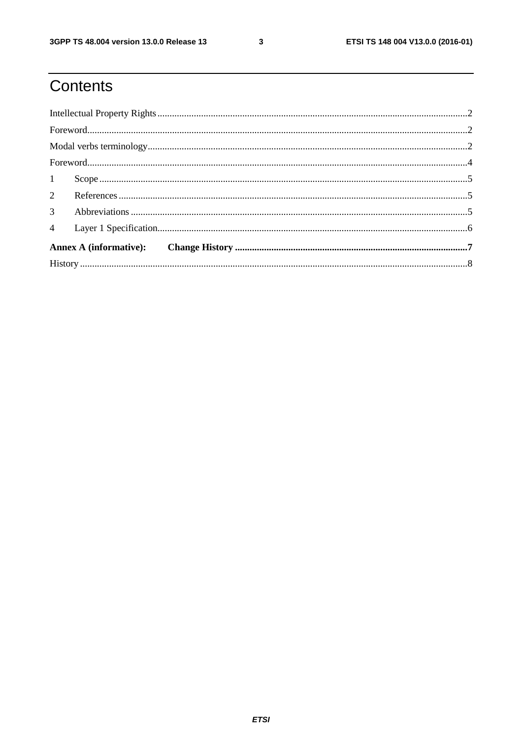# Contents

Intellectual Property Rights ..... 2

Foreword ..... 2

Modal verbs terminology ..... 2

Foreword ..... 4

1 Scope ..... 5

2 References ..... 5

3 Abbreviations ..... 5

4 Layer 1 Specification ..... 6

**Annex A (informative): Change History ..... 7**

History ..... 8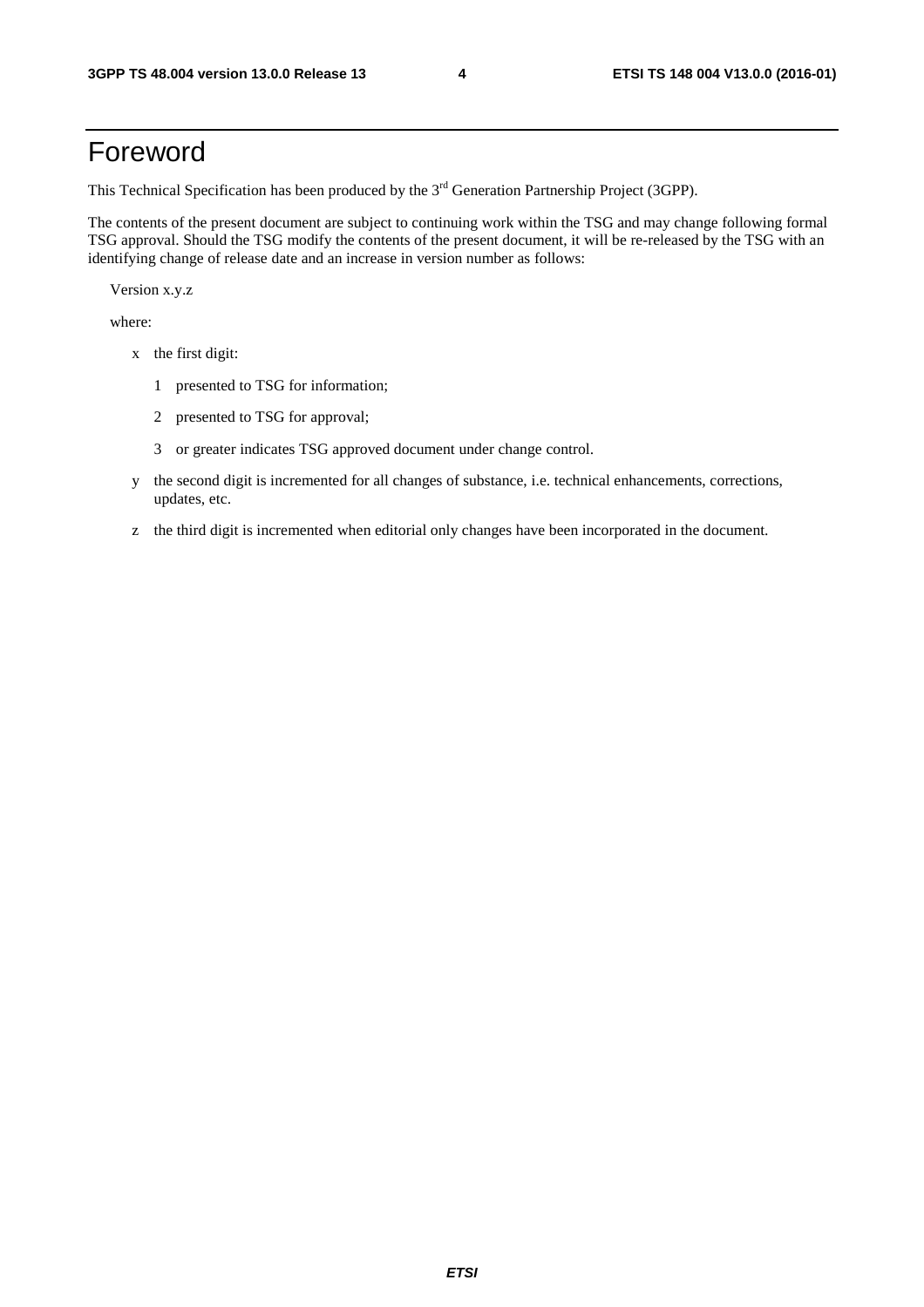# Foreword

This Technical Specification has been produced by the 3rd Generation Partnership Project (3GPP).

The contents of the present document are subject to continuing work within the TSG and may change following formal TSG approval. Should the TSG modify the contents of the present document, it will be re-released by the TSG with an identifying change of release date and an increase in version number as follows:

Version x.y.z

where:

- x the first digit:
  - 1 presented to TSG for information;
  - 2 presented to TSG for approval;
  - 3 or greater indicates TSG approved document under change control.
- y the second digit is incremented for all changes of substance, i.e. technical enhancements, corrections, updates, etc.
- z the third digit is incremented when editorial only changes have been incorporated in the document.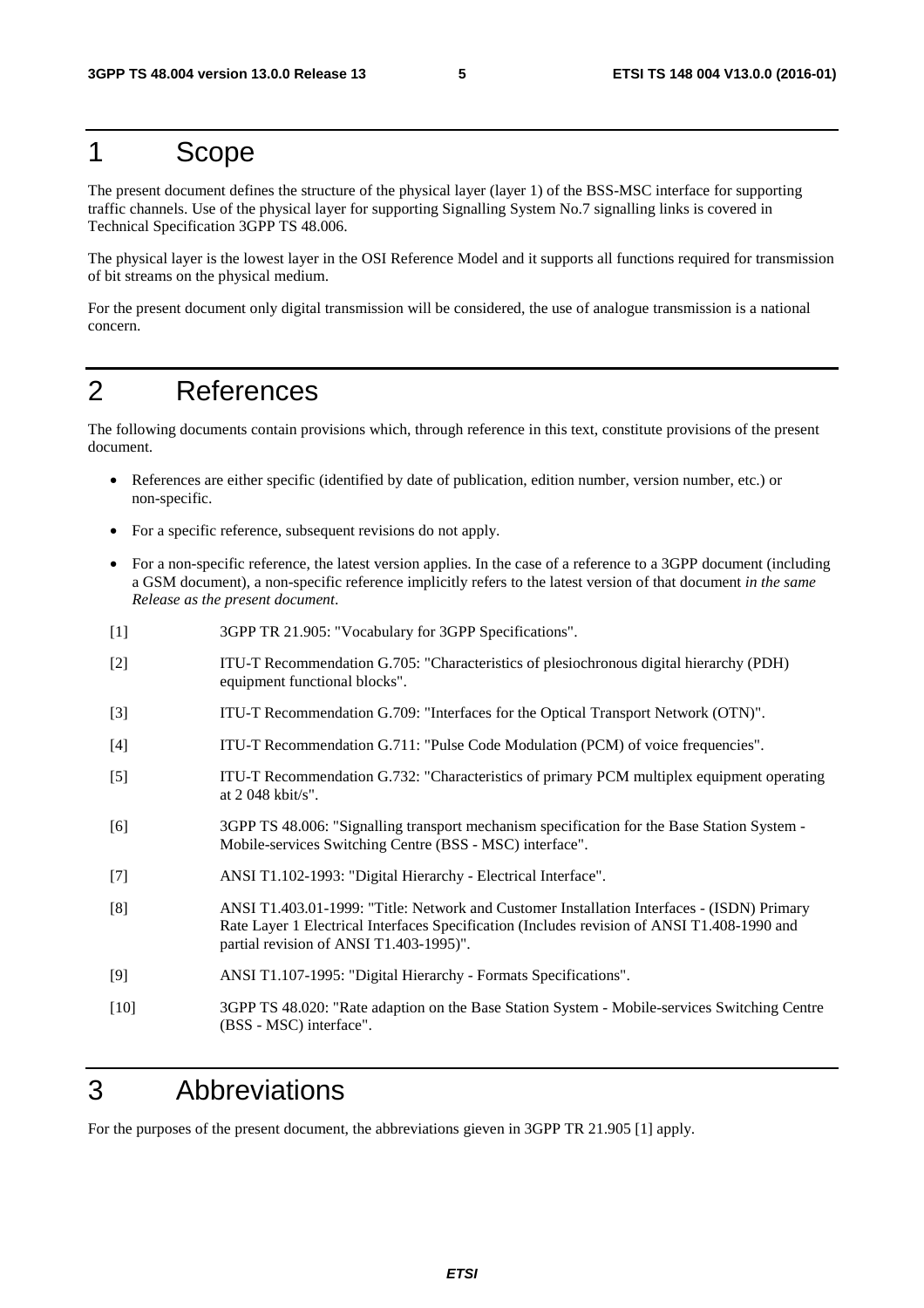# 1 Scope

The present document defines the structure of the physical layer (layer 1) of the BSS-MSC interface for supporting traffic channels. Use of the physical layer for supporting Signalling System No.7 signalling links is covered in Technical Specification 3GPP TS 48.006.

The physical layer is the lowest layer in the OSI Reference Model and it supports all functions required for transmission of bit streams on the physical medium.

For the present document only digital transmission will be considered, the use of analogue transmission is a national concern.

# 2 References

The following documents contain provisions which, through reference in this text, constitute provisions of the present document.

- References are either specific (identified by date of publication, edition number, version number, etc.) or non-specific.
- For a specific reference, subsequent revisions do not apply.
- For a non-specific reference, the latest version applies. In the case of a reference to a 3GPP document (including a GSM document), a non-specific reference implicitly refers to the latest version of that document *in the same Release as the present document*.

[1] 3GPP TR 21.905: "Vocabulary for 3GPP Specifications".

[2] ITU-T Recommendation G.705: "Characteristics of plesiochronous digital hierarchy (PDH) equipment functional blocks".

[3] ITU-T Recommendation G.709: "Interfaces for the Optical Transport Network (OTN)".

[4] ITU-T Recommendation G.711: "Pulse Code Modulation (PCM) of voice frequencies".

[5] ITU-T Recommendation G.732: "Characteristics of primary PCM multiplex equipment operating at 2 048 kbit/s".

[6] 3GPP TS 48.006: "Signalling transport mechanism specification for the Base Station System - Mobile-services Switching Centre (BSS - MSC) interface".

[7] ANSI T1.102-1993: "Digital Hierarchy - Electrical Interface".

[8] ANSI T1.403.01-1999: "Title: Network and Customer Installation Interfaces - (ISDN) Primary Rate Layer 1 Electrical Interfaces Specification (Includes revision of ANSI T1.408-1990 and partial revision of ANSI T1.403-1995)".

[9] ANSI T1.107-1995: "Digital Hierarchy - Formats Specifications".

[10] 3GPP TS 48.020: "Rate adaption on the Base Station System - Mobile-services Switching Centre (BSS - MSC) interface".

# 3 Abbreviations

For the purposes of the present document, the abbreviations gieven in 3GPP TR 21.905 [1] apply.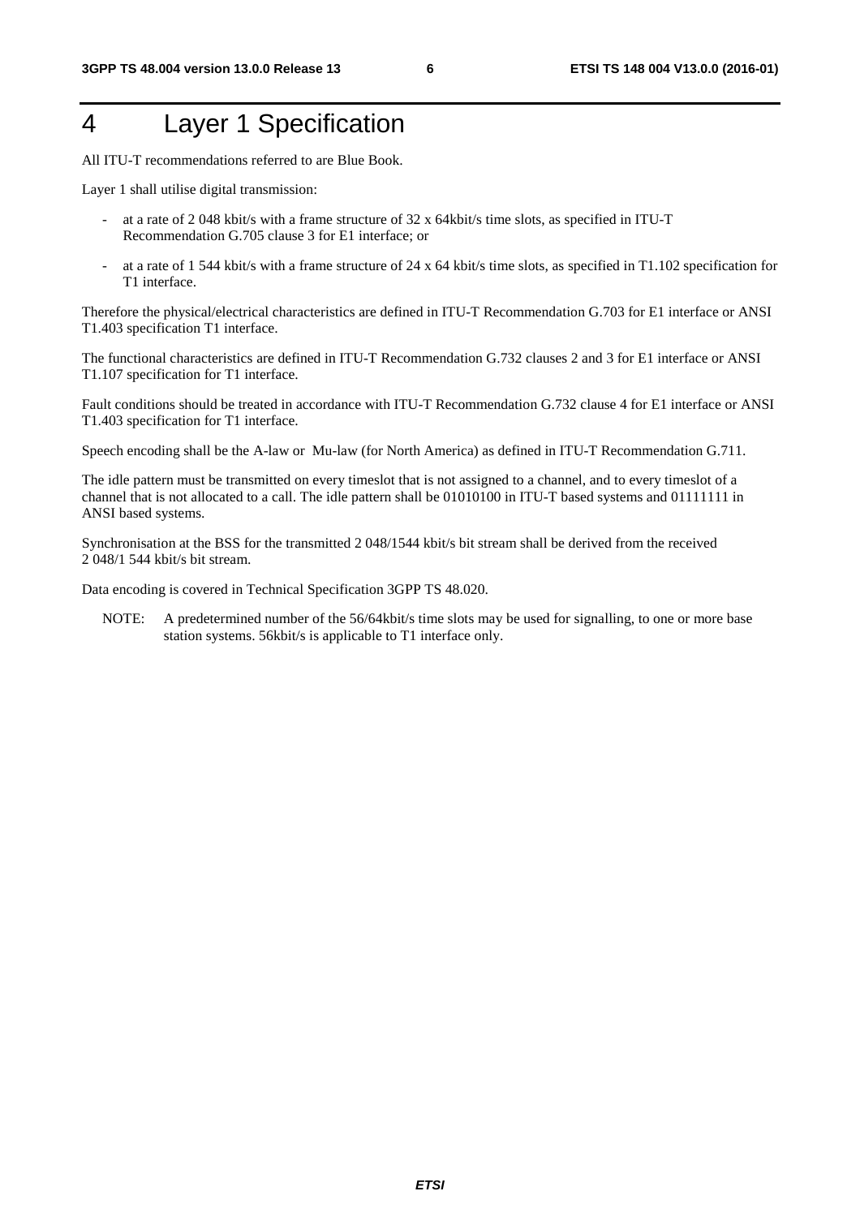# 4 Layer 1 Specification

All ITU-T recommendations referred to are Blue Book.

Layer 1 shall utilise digital transmission:

- at a rate of 2 048 kbit/s with a frame structure of 32 x 64kbit/s time slots, as specified in ITU-T Recommendation G.705 clause 3 for E1 interface; or
- at a rate of 1 544 kbit/s with a frame structure of 24 x 64 kbit/s time slots, as specified in T1.102 specification for T1 interface.

Therefore the physical/electrical characteristics are defined in ITU-T Recommendation G.703 for E1 interface or ANSI T1.403 specification T1 interface.

The functional characteristics are defined in ITU-T Recommendation G.732 clauses 2 and 3 for E1 interface or ANSI T1.107 specification for T1 interface.

Fault conditions should be treated in accordance with ITU-T Recommendation G.732 clause 4 for E1 interface or ANSI T1.403 specification for T1 interface.

Speech encoding shall be the A-law or Mu-law (for North America) as defined in ITU-T Recommendation G.711.

The idle pattern must be transmitted on every timeslot that is not assigned to a channel, and to every timeslot of a channel that is not allocated to a call. The idle pattern shall be 01010100 in ITU-T based systems and 01111111 in ANSI based systems.

Synchronisation at the BSS for the transmitted 2 048/1544 kbit/s bit stream shall be derived from the received 2 048/1 544 kbit/s bit stream.

Data encoding is covered in Technical Specification 3GPP TS 48.020.

NOTE: A predetermined number of the 56/64kbit/s time slots may be used for signalling, to one or more base station systems. 56kbit/s is applicable to T1 interface only.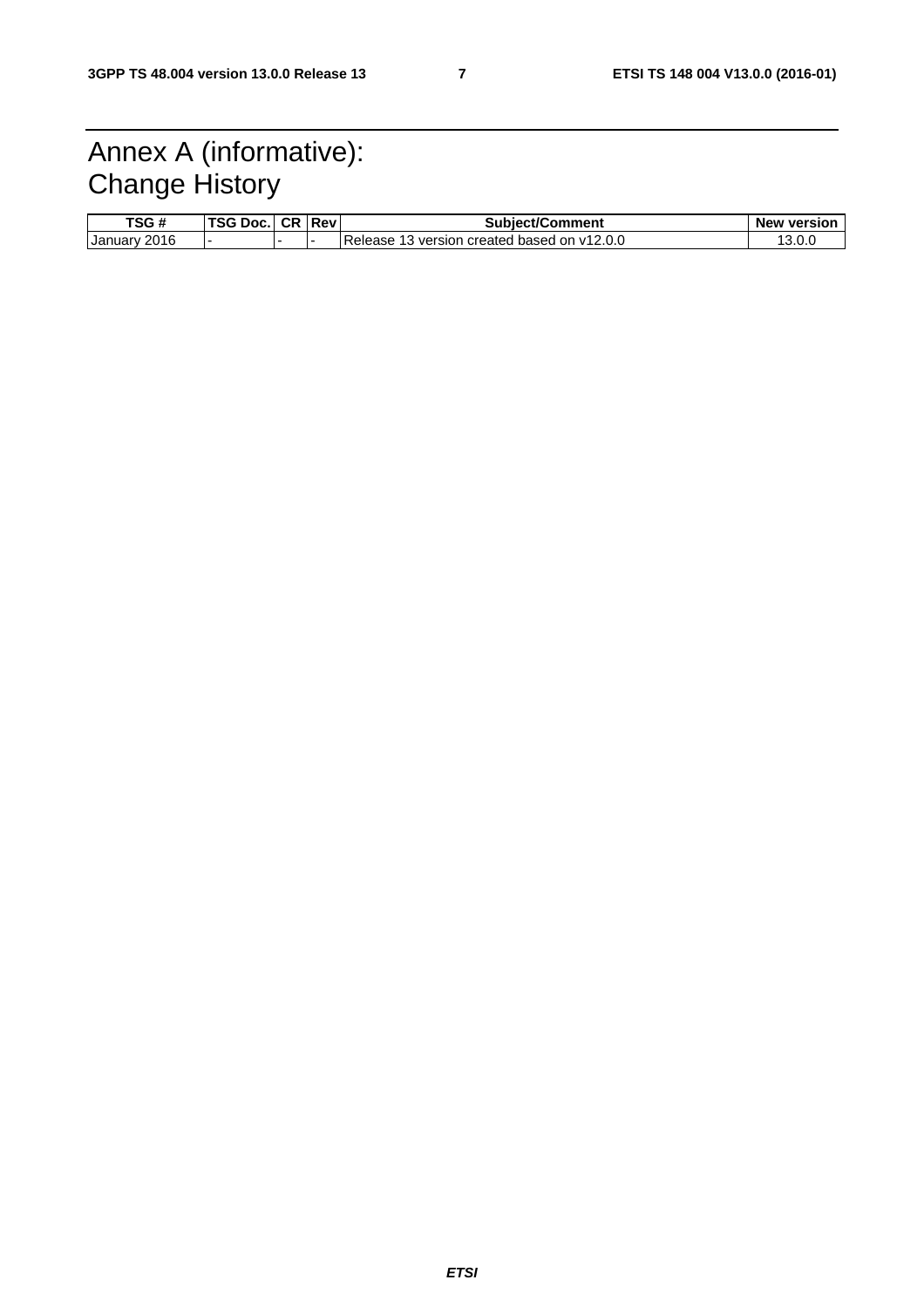# Annex A (informative): Change History

| TSG # | TSG Doc. | CR | Rev | Subject/Comment | New version |
|---|---|---|---|---|---|
| January 2016 | - | - | - | Release 13 version created based on v12.0.0 | 13.0.0 |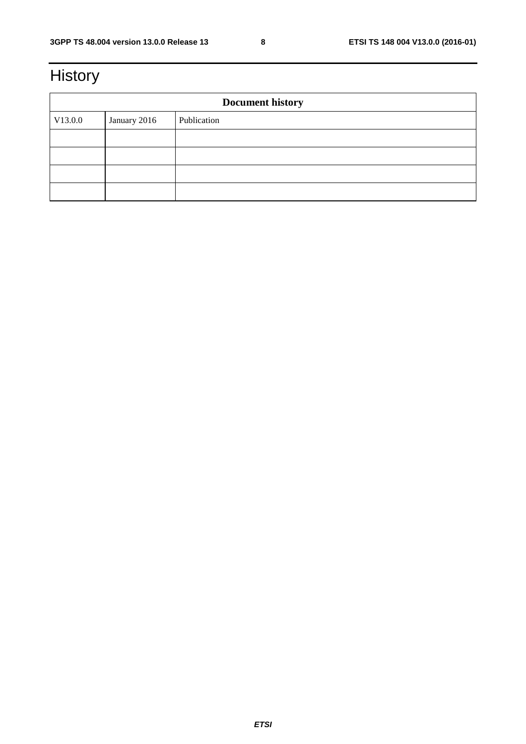# History

| Document history | | |
|---|---|---|
| V13.0.0 | January 2016 | Publication |
| | | |
| | | |
| | | |
| | | |